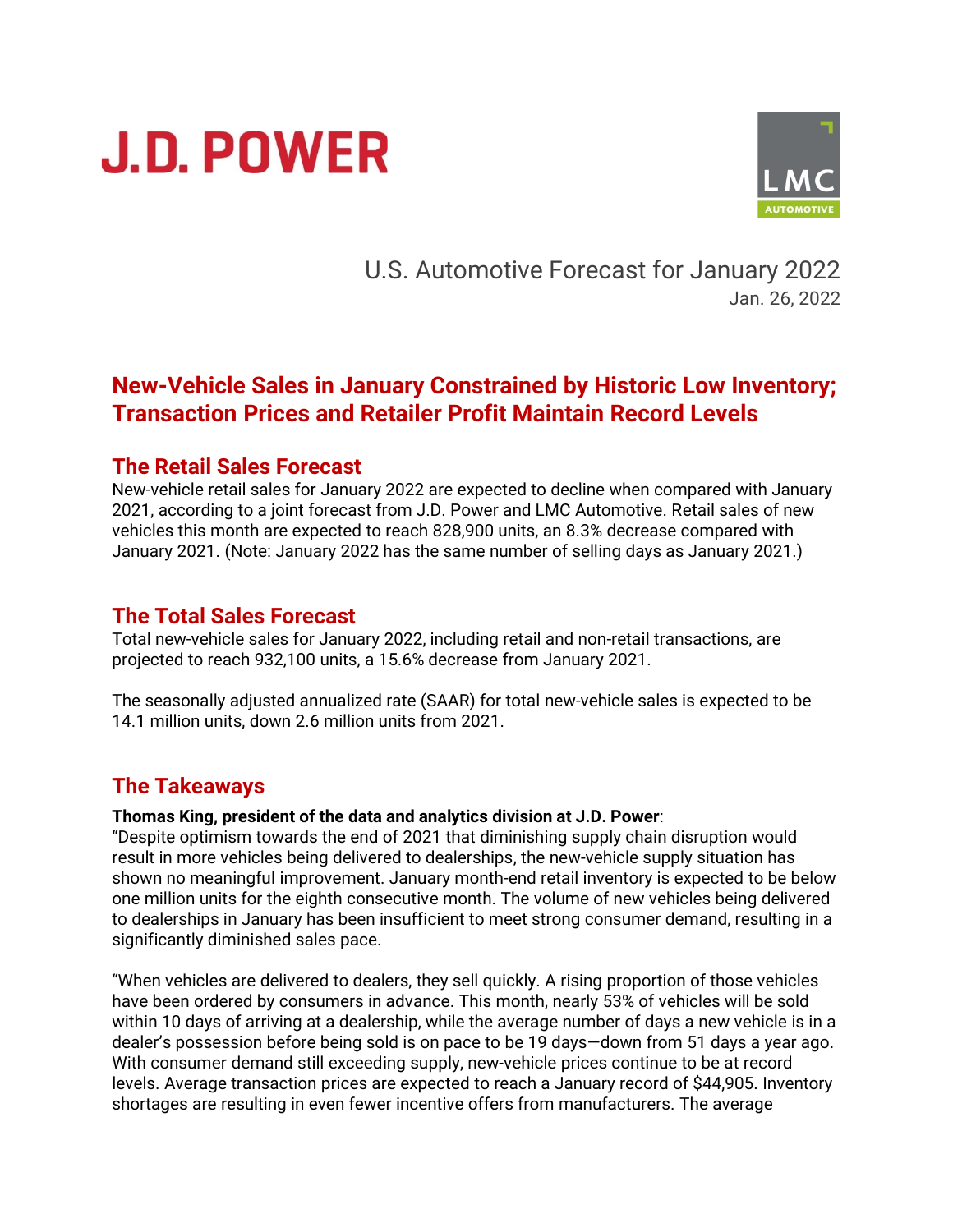J.D. POWER

LMC AUTOMOTIVE

U.S. Automotive Forecast for January 2022
Jan. 26, 2022

# New-Vehicle Sales in January Constrained by Historic Low Inventory; Transaction Prices and Retailer Profit Maintain Record Levels

## The Retail Sales Forecast

New-vehicle retail sales for January 2022 are expected to decline when compared with January 2021, according to a joint forecast from J.D. Power and LMC Automotive. Retail sales of new vehicles this month are expected to reach 828,900 units, an 8.3% decrease compared with January 2021. (Note: January 2022 has the same number of selling days as January 2021.)

## The Total Sales Forecast

Total new-vehicle sales for January 2022, including retail and non-retail transactions, are projected to reach 932,100 units, a 15.6% decrease from January 2021.

The seasonally adjusted annualized rate (SAAR) for total new-vehicle sales is expected to be 14.1 million units, down 2.6 million units from 2021.

## The Takeaways

**Thomas King, president of the data and analytics division at J.D. Power**:

"Despite optimism towards the end of 2021 that diminishing supply chain disruption would result in more vehicles being delivered to dealerships, the new-vehicle supply situation has shown no meaningful improvement. January month-end retail inventory is expected to be below one million units for the eighth consecutive month. The volume of new vehicles being delivered to dealerships in January has been insufficient to meet strong consumer demand, resulting in a significantly diminished sales pace.

"When vehicles are delivered to dealers, they sell quickly. A rising proportion of those vehicles have been ordered by consumers in advance. This month, nearly 53% of vehicles will be sold within 10 days of arriving at a dealership, while the average number of days a new vehicle is in a dealer's possession before being sold is on pace to be 19 days—down from 51 days a year ago. With consumer demand still exceeding supply, new-vehicle prices continue to be at record levels. Average transaction prices are expected to reach a January record of $44,905. Inventory shortages are resulting in even fewer incentive offers from manufacturers. The average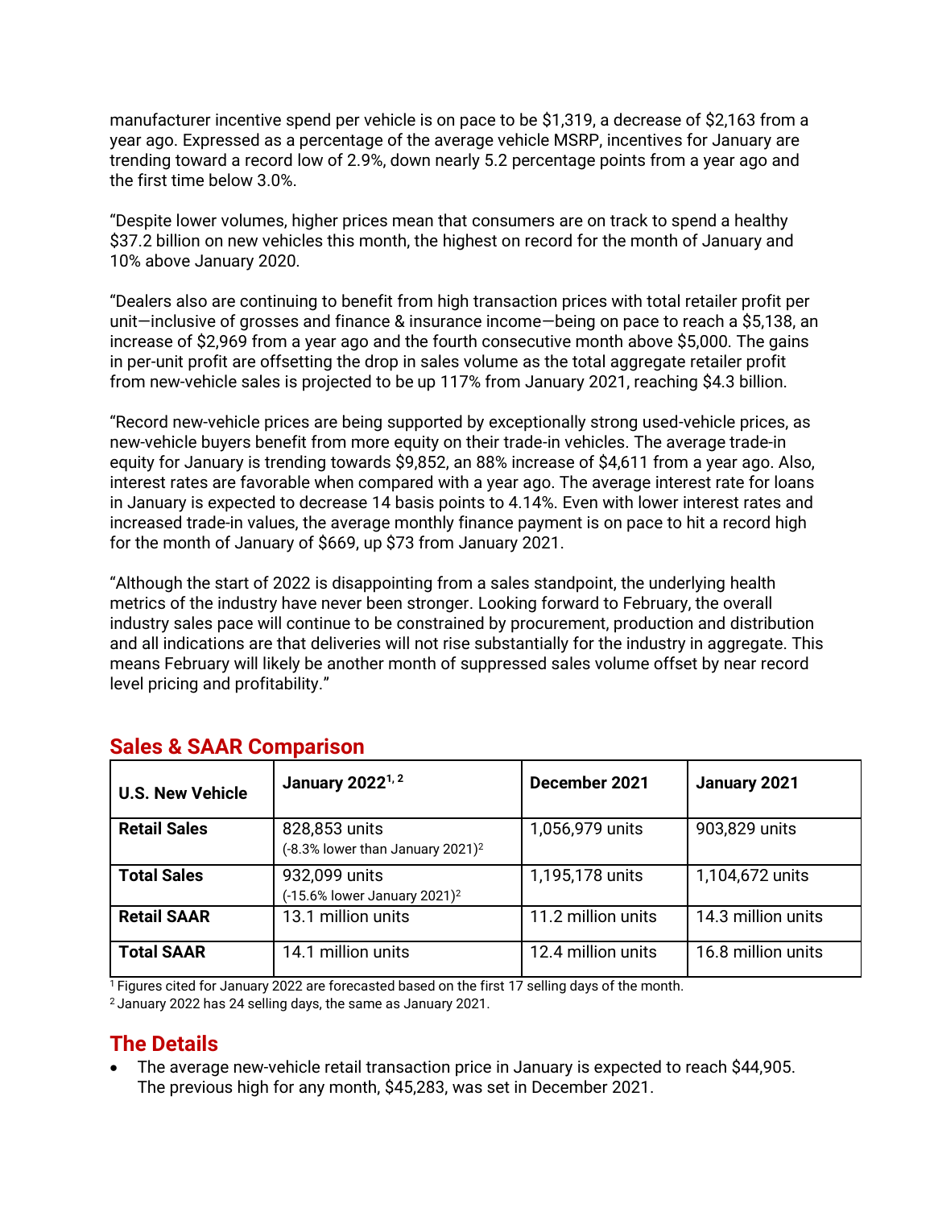manufacturer incentive spend per vehicle is on pace to be $1,319, a decrease of $2,163 from a year ago. Expressed as a percentage of the average vehicle MSRP, incentives for January are trending toward a record low of 2.9%, down nearly 5.2 percentage points from a year ago and the first time below 3.0%.

"Despite lower volumes, higher prices mean that consumers are on track to spend a healthy $37.2 billion on new vehicles this month, the highest on record for the month of January and 10% above January 2020.

"Dealers also are continuing to benefit from high transaction prices with total retailer profit per unit—inclusive of grosses and finance & insurance income—being on pace to reach a $5,138, an increase of $2,969 from a year ago and the fourth consecutive month above $5,000. The gains in per-unit profit are offsetting the drop in sales volume as the total aggregate retailer profit from new-vehicle sales is projected to be up 117% from January 2021, reaching $4.3 billion.

"Record new-vehicle prices are being supported by exceptionally strong used-vehicle prices, as new-vehicle buyers benefit from more equity on their trade-in vehicles. The average trade-in equity for January is trending towards $9,852, an 88% increase of $4,611 from a year ago. Also, interest rates are favorable when compared with a year ago. The average interest rate for loans in January is expected to decrease 14 basis points to 4.14%. Even with lower interest rates and increased trade-in values, the average monthly finance payment is on pace to hit a record high for the month of January of $669, up $73 from January 2021.

"Although the start of 2022 is disappointing from a sales standpoint, the underlying health metrics of the industry have never been stronger. Looking forward to February, the overall industry sales pace will continue to be constrained by procurement, production and distribution and all indications are that deliveries will not rise substantially for the industry in aggregate. This means February will likely be another month of suppressed sales volume offset by near record level pricing and profitability."

## Sales & SAAR Comparison

| U.S. New Vehicle | January 2022[1, 2] | December 2021 | January 2021 |
|---|---|---|---|
| **Retail Sales** | 828,853 units (-8.3% lower than January 2021)[2] | 1,056,979 units | 903,829 units |
| **Total Sales** | 932,099 units (-15.6% lower January 2021)[2] | 1,195,178 units | 1,104,672 units |
| **Retail SAAR** | 13.1 million units | 11.2 million units | 14.3 million units |
| **Total SAAR** | 14.1 million units | 12.4 million units | 16.8 million units |

[1] Figures cited for January 2022 are forecasted based on the first 17 selling days of the month.
[2] January 2022 has 24 selling days, the same as January 2021.

## The Details

- The average new-vehicle retail transaction price in January is expected to reach $44,905. The previous high for any month, $45,283, was set in December 2021.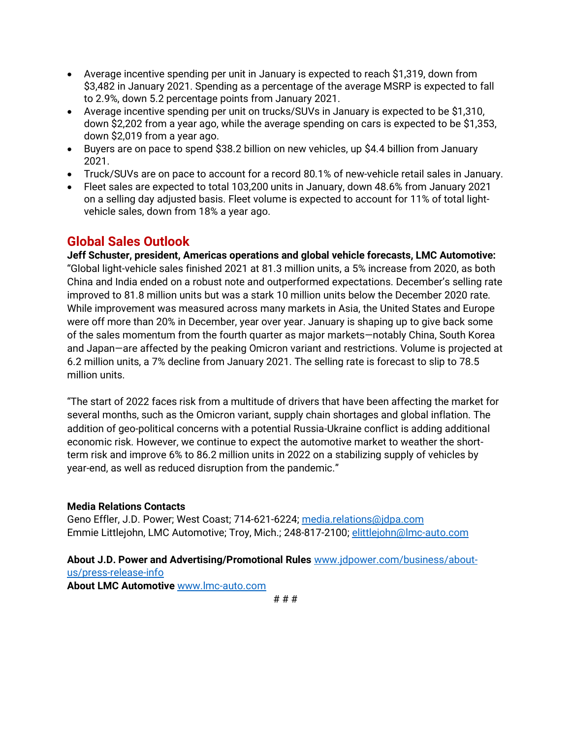- Average incentive spending per unit in January is expected to reach $1,319, down from $3,482 in January 2021. Spending as a percentage of the average MSRP is expected to fall to 2.9%, down 5.2 percentage points from January 2021.
- Average incentive spending per unit on trucks/SUVs in January is expected to be $1,310, down $2,202 from a year ago, while the average spending on cars is expected to be $1,353, down $2,019 from a year ago.
- Buyers are on pace to spend $38.2 billion on new vehicles, up $4.4 billion from January 2021.
- Truck/SUVs are on pace to account for a record 80.1% of new-vehicle retail sales in January.
- Fleet sales are expected to total 103,200 units in January, down 48.6% from January 2021 on a selling day adjusted basis. Fleet volume is expected to account for 11% of total light-vehicle sales, down from 18% a year ago.

## Global Sales Outlook

**Jeff Schuster, president, Americas operations and global vehicle forecasts, LMC Automotive:** "Global light-vehicle sales finished 2021 at 81.3 million units, a 5% increase from 2020, as both China and India ended on a robust note and outperformed expectations. December's selling rate improved to 81.8 million units but was a stark 10 million units below the December 2020 rate. While improvement was measured across many markets in Asia, the United States and Europe were off more than 20% in December, year over year. January is shaping up to give back some of the sales momentum from the fourth quarter as major markets—notably China, South Korea and Japan—are affected by the peaking Omicron variant and restrictions. Volume is projected at 6.2 million units, a 7% decline from January 2021. The selling rate is forecast to slip to 78.5 million units.

"The start of 2022 faces risk from a multitude of drivers that have been affecting the market for several months, such as the Omicron variant, supply chain shortages and global inflation. The addition of geo-political concerns with a potential Russia-Ukraine conflict is adding additional economic risk. However, we continue to expect the automotive market to weather the short-term risk and improve 6% to 86.2 million units in 2022 on a stabilizing supply of vehicles by year-end, as well as reduced disruption from the pandemic."

**Media Relations Contacts**
Geno Effler, J.D. Power; West Coast; 714-621-6224; media.relations@jdpa.com
Emmie Littlejohn, LMC Automotive; Troy, Mich.; 248-817-2100; elittlejohn@lmc-auto.com

**About J.D. Power and Advertising/Promotional Rules** www.jdpower.com/business/about-us/press-release-info
**About LMC Automotive** www.lmc-auto.com

# # #